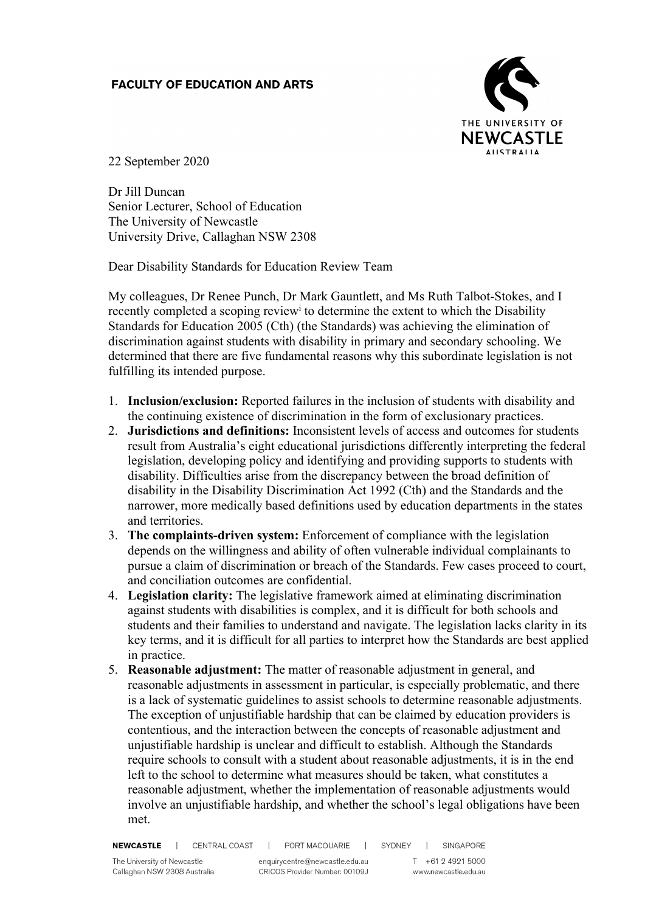**FACULTY OF EDUCATION AND ARTS**

22 September 2020

Dr Jill Duncan  
Senior Lecturer, School of Education  
The University of Newcastle  
University Drive, Callaghan NSW 2308

Dear Disability Standards for Education Review Team

My colleagues, Dr Renee Punch, Dr Mark Gauntlett, and Ms Ruth Talbot-Stokes, and I recently completed a scoping review[i] to determine the extent to which the Disability Standards for Education 2005 (Cth) (the Standards) was achieving the elimination of discrimination against students with disability in primary and secondary schooling. We determined that there are five fundamental reasons why this subordinate legislation is not fulfilling its intended purpose.

1. **Inclusion/exclusion:** Reported failures in the inclusion of students with disability and the continuing existence of discrimination in the form of exclusionary practices.
2. **Jurisdictions and definitions:** Inconsistent levels of access and outcomes for students result from Australia's eight educational jurisdictions differently interpreting the federal legislation, developing policy and identifying and providing supports to students with disability. Difficulties arise from the discrepancy between the broad definition of disability in the Disability Discrimination Act 1992 (Cth) and the Standards and the narrower, more medically based definitions used by education departments in the states and territories.
3. **The complaints-driven system:** Enforcement of compliance with the legislation depends on the willingness and ability of often vulnerable individual complainants to pursue a claim of discrimination or breach of the Standards. Few cases proceed to court, and conciliation outcomes are confidential.
4. **Legislation clarity:** The legislative framework aimed at eliminating discrimination against students with disabilities is complex, and it is difficult for both schools and students and their families to understand and navigate. The legislation lacks clarity in its key terms, and it is difficult for all parties to interpret how the Standards are best applied in practice.
5. **Reasonable adjustment:** The matter of reasonable adjustment in general, and reasonable adjustments in assessment in particular, is especially problematic, and there is a lack of systematic guidelines to assist schools to determine reasonable adjustments. The exception of unjustifiable hardship that can be claimed by education providers is contentious, and the interaction between the concepts of reasonable adjustment and unjustifiable hardship is unclear and difficult to establish. Although the Standards require schools to consult with a student about reasonable adjustments, it is in the end left to the school to determine what measures should be taken, what constitutes a reasonable adjustment, whether the implementation of reasonable adjustments would involve an unjustifiable hardship, and whether the school's legal obligations have been met.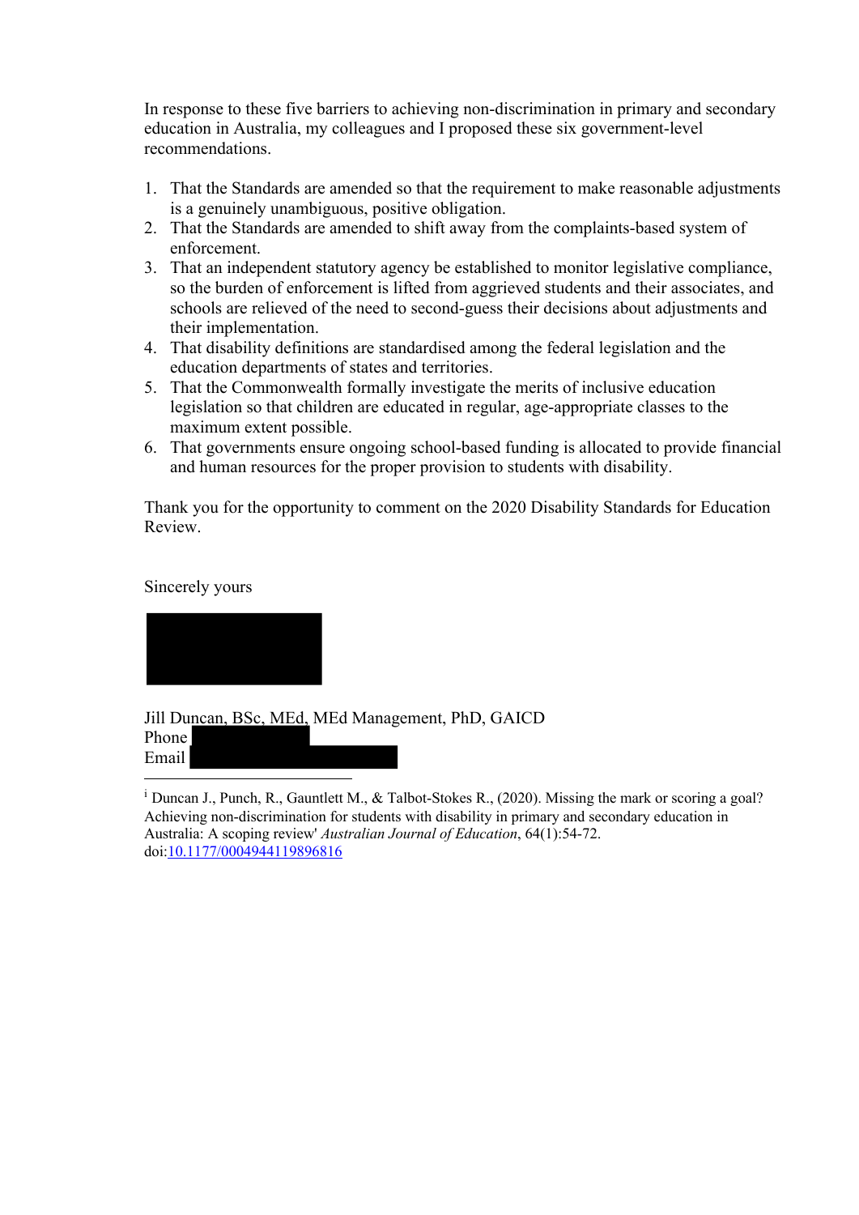In response to these five barriers to achieving non-discrimination in primary and secondary education in Australia, my colleagues and I proposed these six government-level recommendations.

1. That the Standards are amended so that the requirement to make reasonable adjustments is a genuinely unambiguous, positive obligation.
2. That the Standards are amended to shift away from the complaints-based system of enforcement.
3. That an independent statutory agency be established to monitor legislative compliance, so the burden of enforcement is lifted from aggrieved students and their associates, and schools are relieved of the need to second-guess their decisions about adjustments and their implementation.
4. That disability definitions are standardised among the federal legislation and the education departments of states and territories.
5. That the Commonwealth formally investigate the merits of inclusive education legislation so that children are educated in regular, age-appropriate classes to the maximum extent possible.
6. That governments ensure ongoing school-based funding is allocated to provide financial and human resources for the proper provision to students with disability.

Thank you for the opportunity to comment on the 2020 Disability Standards for Education Review.

Sincerely yours

Jill Duncan, BSc, MEd, MEd Management, PhD, GAICD
Phone
Email

---

[i] Duncan J., Punch, R., Gauntlett M., & Talbot-Stokes R., (2020). Missing the mark or scoring a goal? Achieving non-discrimination for students with disability in primary and secondary education in Australia: A scoping review' *Australian Journal of Education*, 64(1):54-72. doi:10.1177/0004944119896816